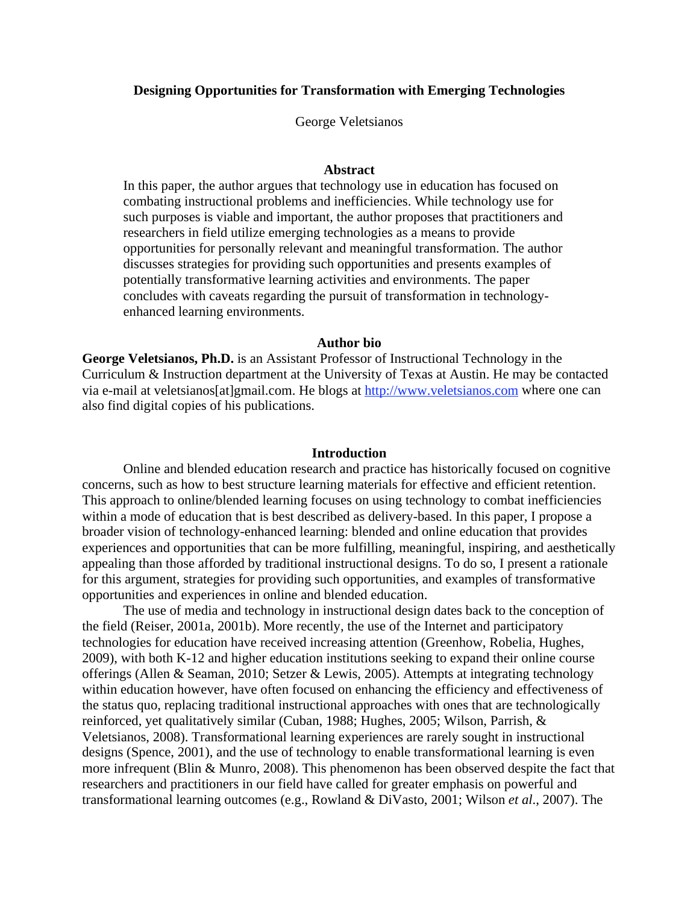# Designing Opportunities for Transformation with Emerging Technologies

George Veletsianos

## Abstract

In this paper, the author argues that technology use in education has focused on combating instructional problems and inefficiencies. While technology use for such purposes is viable and important, the author proposes that practitioners and researchers in field utilize emerging technologies as a means to provide opportunities for personally relevant and meaningful transformation. The author discusses strategies for providing such opportunities and presents examples of potentially transformative learning activities and environments. The paper concludes with caveats regarding the pursuit of transformation in technology-enhanced learning environments.

## Author bio

**George Veletsianos, Ph.D.** is an Assistant Professor of Instructional Technology in the Curriculum & Instruction department at the University of Texas at Austin. He may be contacted via e-mail at veletsianos[at]gmail.com. He blogs at http://www.veletsianos.com where one can also find digital copies of his publications.

## Introduction

Online and blended education research and practice has historically focused on cognitive concerns, such as how to best structure learning materials for effective and efficient retention. This approach to online/blended learning focuses on using technology to combat inefficiencies within a mode of education that is best described as delivery-based. In this paper, I propose a broader vision of technology-enhanced learning: blended and online education that provides experiences and opportunities that can be more fulfilling, meaningful, inspiring, and aesthetically appealing than those afforded by traditional instructional designs. To do so, I present a rationale for this argument, strategies for providing such opportunities, and examples of transformative opportunities and experiences in online and blended education.

The use of media and technology in instructional design dates back to the conception of the field (Reiser, 2001a, 2001b). More recently, the use of the Internet and participatory technologies for education have received increasing attention (Greenhow, Robelia, Hughes, 2009), with both K-12 and higher education institutions seeking to expand their online course offerings (Allen & Seaman, 2010; Setzer & Lewis, 2005). Attempts at integrating technology within education however, have often focused on enhancing the efficiency and effectiveness of the status quo, replacing traditional instructional approaches with ones that are technologically reinforced, yet qualitatively similar (Cuban, 1988; Hughes, 2005; Wilson, Parrish, & Veletsianos, 2008). Transformational learning experiences are rarely sought in instructional designs (Spence, 2001), and the use of technology to enable transformational learning is even more infrequent (Blin & Munro, 2008). This phenomenon has been observed despite the fact that researchers and practitioners in our field have called for greater emphasis on powerful and transformational learning outcomes (e.g., Rowland & DiVasto, 2001; Wilson *et al*., 2007). The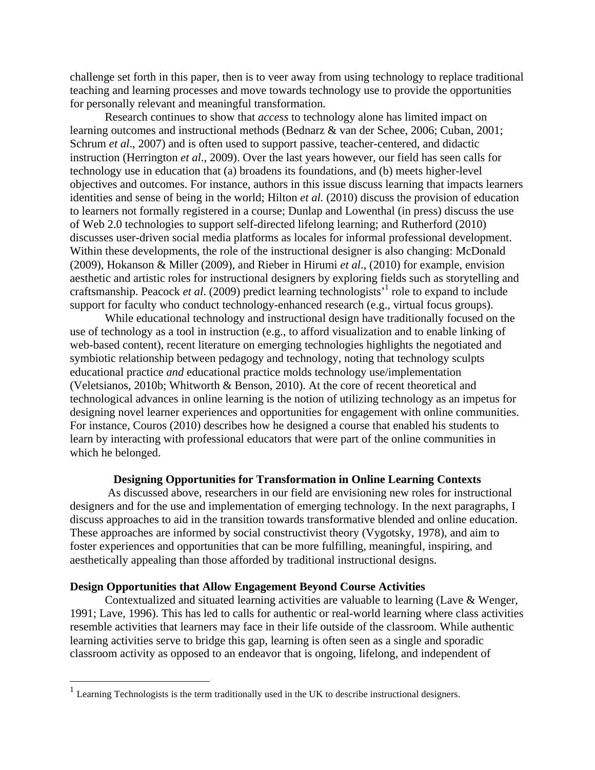challenge set forth in this paper, then is to veer away from using technology to replace traditional teaching and learning processes and move towards technology use to provide the opportunities for personally relevant and meaningful transformation.

Research continues to show that *access* to technology alone has limited impact on learning outcomes and instructional methods (Bednarz & van der Schee, 2006; Cuban, 2001; Schrum *et al*., 2007) and is often used to support passive, teacher-centered, and didactic instruction (Herrington *et al*., 2009). Over the last years however, our field has seen calls for technology use in education that (a) broadens its foundations, and (b) meets higher-level objectives and outcomes. For instance, authors in this issue discuss learning that impacts learners identities and sense of being in the world; Hilton *et al.* (2010) discuss the provision of education to learners not formally registered in a course; Dunlap and Lowenthal (in press) discuss the use of Web 2.0 technologies to support self-directed lifelong learning; and Rutherford (2010) discusses user-driven social media platforms as locales for informal professional development. Within these developments, the role of the instructional designer is also changing: McDonald (2009), Hokanson & Miller (2009), and Rieber in Hirumi *et al*., (2010) for example, envision aesthetic and artistic roles for instructional designers by exploring fields such as storytelling and craftsmanship. Peacock *et al*. (2009) predict learning technologists'[1] role to expand to include support for faculty who conduct technology-enhanced research (e.g., virtual focus groups).

While educational technology and instructional design have traditionally focused on the use of technology as a tool in instruction (e.g., to afford visualization and to enable linking of web-based content), recent literature on emerging technologies highlights the negotiated and symbiotic relationship between pedagogy and technology, noting that technology sculpts educational practice *and* educational practice molds technology use/implementation (Veletsianos, 2010b; Whitworth & Benson, 2010). At the core of recent theoretical and technological advances in online learning is the notion of utilizing technology as an impetus for designing novel learner experiences and opportunities for engagement with online communities. For instance, Couros (2010) describes how he designed a course that enabled his students to learn by interacting with professional educators that were part of the online communities in which he belonged.

## Designing Opportunities for Transformation in Online Learning Contexts

As discussed above, researchers in our field are envisioning new roles for instructional designers and for the use and implementation of emerging technology. In the next paragraphs, I discuss approaches to aid in the transition towards transformative blended and online education. These approaches are informed by social constructivist theory (Vygotsky, 1978), and aim to foster experiences and opportunities that can be more fulfilling, meaningful, inspiring, and aesthetically appealing than those afforded by traditional instructional designs.

### Design Opportunities that Allow Engagement Beyond Course Activities

Contextualized and situated learning activities are valuable to learning (Lave & Wenger, 1991; Lave, 1996). This has led to calls for authentic or real-world learning where class activities resemble activities that learners may face in their life outside of the classroom. While authentic learning activities serve to bridge this gap, learning is often seen as a single and sporadic classroom activity as opposed to an endeavor that is ongoing, lifelong, and independent of

---

[1] Learning Technologists is the term traditionally used in the UK to describe instructional designers.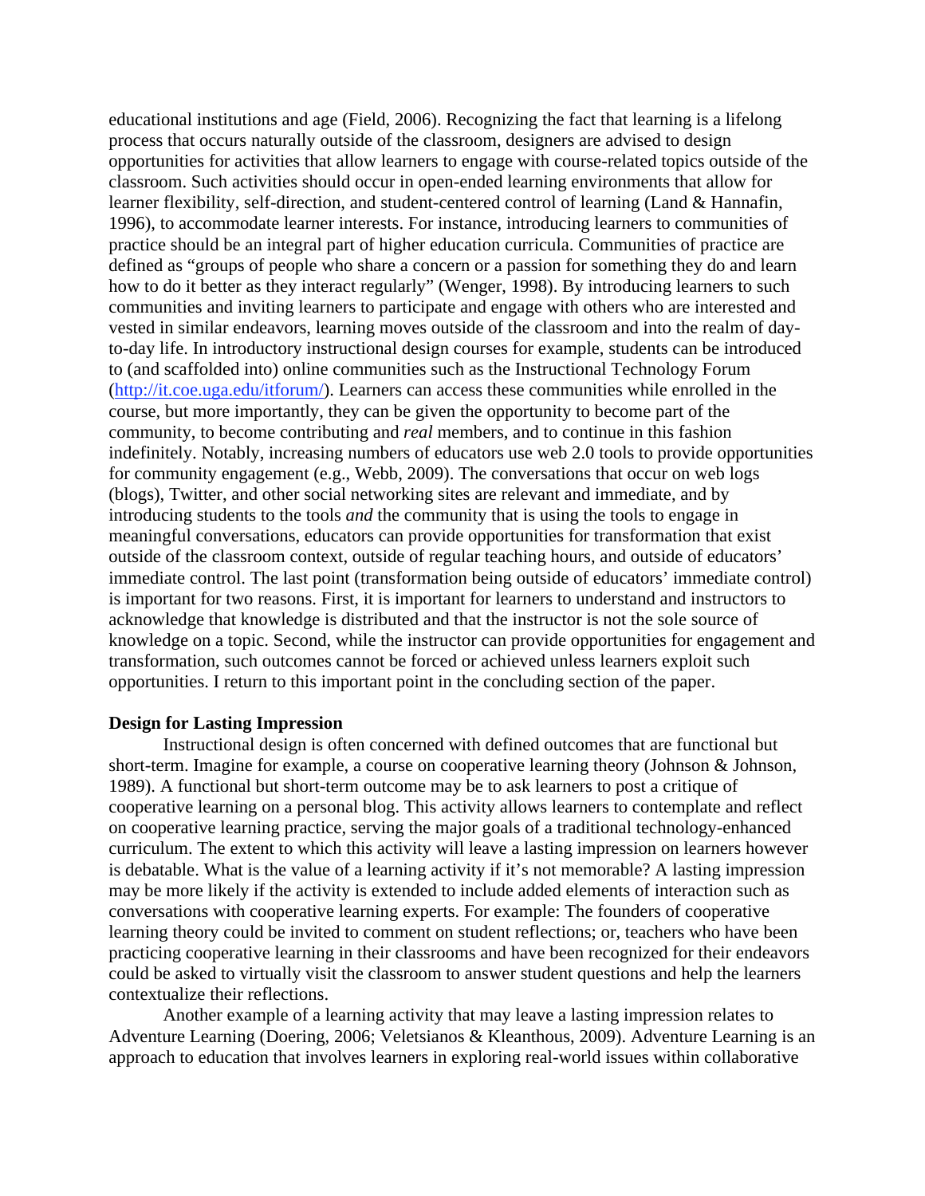educational institutions and age (Field, 2006). Recognizing the fact that learning is a lifelong process that occurs naturally outside of the classroom, designers are advised to design opportunities for activities that allow learners to engage with course-related topics outside of the classroom. Such activities should occur in open-ended learning environments that allow for learner flexibility, self-direction, and student-centered control of learning (Land & Hannafin, 1996), to accommodate learner interests. For instance, introducing learners to communities of practice should be an integral part of higher education curricula. Communities of practice are defined as "groups of people who share a concern or a passion for something they do and learn how to do it better as they interact regularly" (Wenger, 1998). By introducing learners to such communities and inviting learners to participate and engage with others who are interested and vested in similar endeavors, learning moves outside of the classroom and into the realm of day-to-day life. In introductory instructional design courses for example, students can be introduced to (and scaffolded into) online communities such as the Instructional Technology Forum (http://it.coe.uga.edu/itforum/). Learners can access these communities while enrolled in the course, but more importantly, they can be given the opportunity to become part of the community, to become contributing and *real* members, and to continue in this fashion indefinitely. Notably, increasing numbers of educators use web 2.0 tools to provide opportunities for community engagement (e.g., Webb, 2009). The conversations that occur on web logs (blogs), Twitter, and other social networking sites are relevant and immediate, and by introducing students to the tools *and* the community that is using the tools to engage in meaningful conversations, educators can provide opportunities for transformation that exist outside of the classroom context, outside of regular teaching hours, and outside of educators' immediate control. The last point (transformation being outside of educators' immediate control) is important for two reasons. First, it is important for learners to understand and instructors to acknowledge that knowledge is distributed and that the instructor is not the sole source of knowledge on a topic. Second, while the instructor can provide opportunities for engagement and transformation, such outcomes cannot be forced or achieved unless learners exploit such opportunities. I return to this important point in the concluding section of the paper.

**Design for Lasting Impression**

Instructional design is often concerned with defined outcomes that are functional but short-term. Imagine for example, a course on cooperative learning theory (Johnson & Johnson, 1989). A functional but short-term outcome may be to ask learners to post a critique of cooperative learning on a personal blog. This activity allows learners to contemplate and reflect on cooperative learning practice, serving the major goals of a traditional technology-enhanced curriculum. The extent to which this activity will leave a lasting impression on learners however is debatable. What is the value of a learning activity if it's not memorable? A lasting impression may be more likely if the activity is extended to include added elements of interaction such as conversations with cooperative learning experts. For example: The founders of cooperative learning theory could be invited to comment on student reflections; or, teachers who have been practicing cooperative learning in their classrooms and have been recognized for their endeavors could be asked to virtually visit the classroom to answer student questions and help the learners contextualize their reflections.

Another example of a learning activity that may leave a lasting impression relates to Adventure Learning (Doering, 2006; Veletsianos & Kleanthous, 2009). Adventure Learning is an approach to education that involves learners in exploring real-world issues within collaborative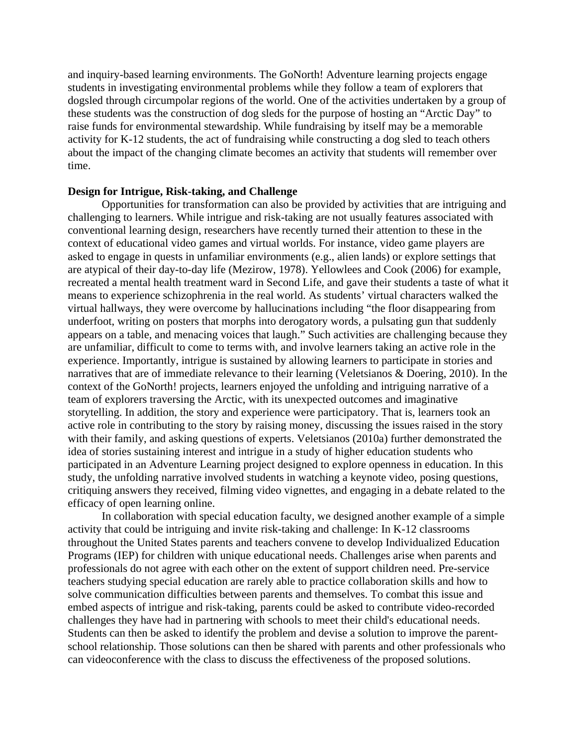and inquiry-based learning environments. The GoNorth! Adventure learning projects engage students in investigating environmental problems while they follow a team of explorers that dogsled through circumpolar regions of the world. One of the activities undertaken by a group of these students was the construction of dog sleds for the purpose of hosting an "Arctic Day" to raise funds for environmental stewardship. While fundraising by itself may be a memorable activity for K-12 students, the act of fundraising while constructing a dog sled to teach others about the impact of the changing climate becomes an activity that students will remember over time.

**Design for Intrigue, Risk-taking, and Challenge**

Opportunities for transformation can also be provided by activities that are intriguing and challenging to learners. While intrigue and risk-taking are not usually features associated with conventional learning design, researchers have recently turned their attention to these in the context of educational video games and virtual worlds. For instance, video game players are asked to engage in quests in unfamiliar environments (e.g., alien lands) or explore settings that are atypical of their day-to-day life (Mezirow, 1978). Yellowlees and Cook (2006) for example, recreated a mental health treatment ward in Second Life, and gave their students a taste of what it means to experience schizophrenia in the real world. As students' virtual characters walked the virtual hallways, they were overcome by hallucinations including "the floor disappearing from underfoot, writing on posters that morphs into derogatory words, a pulsating gun that suddenly appears on a table, and menacing voices that laugh." Such activities are challenging because they are unfamiliar, difficult to come to terms with, and involve learners taking an active role in the experience. Importantly, intrigue is sustained by allowing learners to participate in stories and narratives that are of immediate relevance to their learning (Veletsianos & Doering, 2010). In the context of the GoNorth! projects, learners enjoyed the unfolding and intriguing narrative of a team of explorers traversing the Arctic, with its unexpected outcomes and imaginative storytelling. In addition, the story and experience were participatory. That is, learners took an active role in contributing to the story by raising money, discussing the issues raised in the story with their family, and asking questions of experts. Veletsianos (2010a) further demonstrated the idea of stories sustaining interest and intrigue in a study of higher education students who participated in an Adventure Learning project designed to explore openness in education. In this study, the unfolding narrative involved students in watching a keynote video, posing questions, critiquing answers they received, filming video vignettes, and engaging in a debate related to the efficacy of open learning online.

In collaboration with special education faculty, we designed another example of a simple activity that could be intriguing and invite risk-taking and challenge: In K-12 classrooms throughout the United States parents and teachers convene to develop Individualized Education Programs (IEP) for children with unique educational needs. Challenges arise when parents and professionals do not agree with each other on the extent of support children need. Pre-service teachers studying special education are rarely able to practice collaboration skills and how to solve communication difficulties between parents and themselves. To combat this issue and embed aspects of intrigue and risk-taking, parents could be asked to contribute video-recorded challenges they have had in partnering with schools to meet their child's educational needs. Students can then be asked to identify the problem and devise a solution to improve the parent-school relationship. Those solutions can then be shared with parents and other professionals who can videoconference with the class to discuss the effectiveness of the proposed solutions.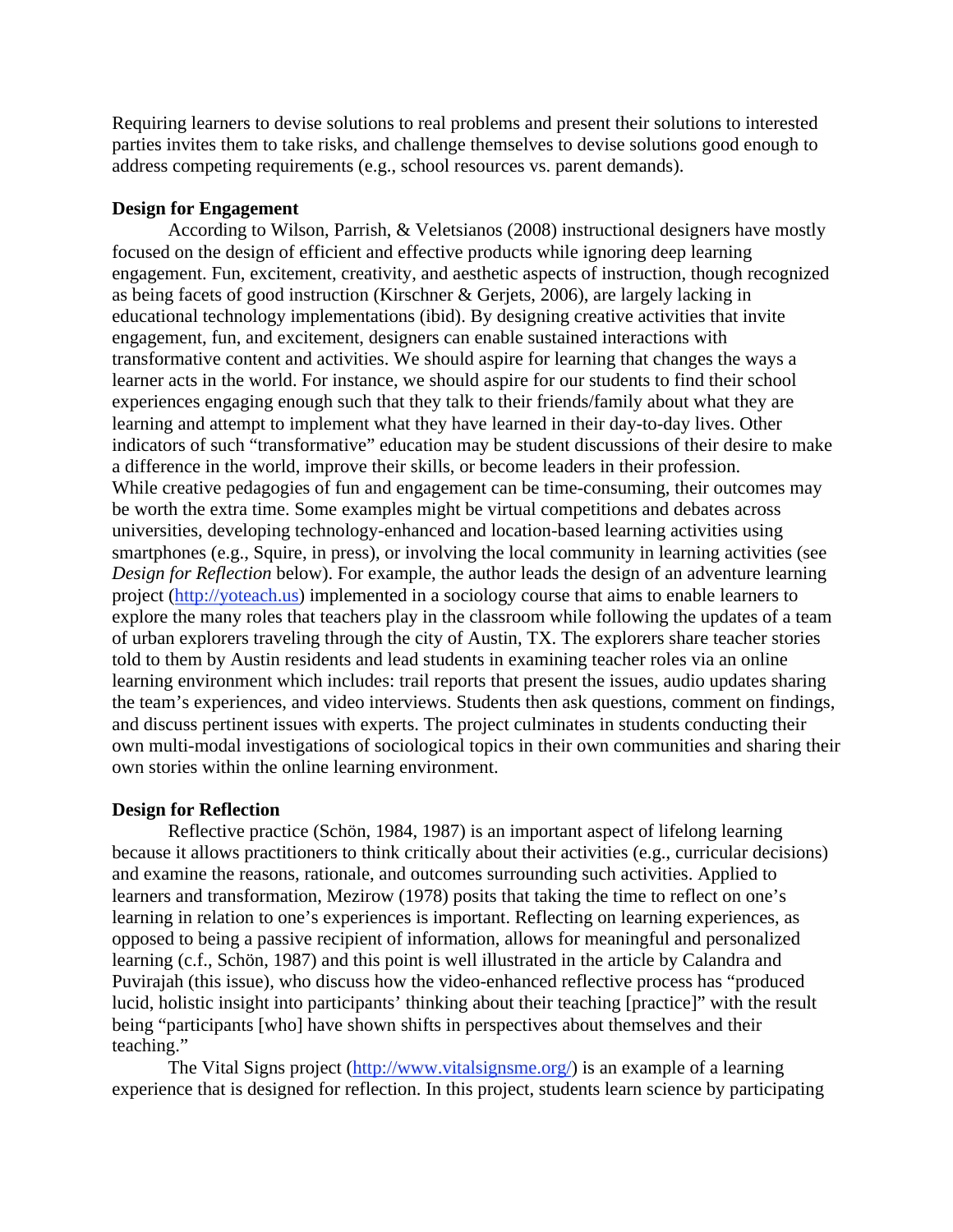Requiring learners to devise solutions to real problems and present their solutions to interested parties invites them to take risks, and challenge themselves to devise solutions good enough to address competing requirements (e.g., school resources vs. parent demands).

**Design for Engagement**

According to Wilson, Parrish, & Veletsianos (2008) instructional designers have mostly focused on the design of efficient and effective products while ignoring deep learning engagement. Fun, excitement, creativity, and aesthetic aspects of instruction, though recognized as being facets of good instruction (Kirschner & Gerjets, 2006), are largely lacking in educational technology implementations (ibid). By designing creative activities that invite engagement, fun, and excitement, designers can enable sustained interactions with transformative content and activities. We should aspire for learning that changes the ways a learner acts in the world. For instance, we should aspire for our students to find their school experiences engaging enough such that they talk to their friends/family about what they are learning and attempt to implement what they have learned in their day-to-day lives. Other indicators of such "transformative" education may be student discussions of their desire to make a difference in the world, improve their skills, or become leaders in their profession. While creative pedagogies of fun and engagement can be time-consuming, their outcomes may be worth the extra time. Some examples might be virtual competitions and debates across universities, developing technology-enhanced and location-based learning activities using smartphones (e.g., Squire, in press), or involving the local community in learning activities (see *Design for Reflection* below). For example, the author leads the design of an adventure learning project (http://yoteach.us) implemented in a sociology course that aims to enable learners to explore the many roles that teachers play in the classroom while following the updates of a team of urban explorers traveling through the city of Austin, TX. The explorers share teacher stories told to them by Austin residents and lead students in examining teacher roles via an online learning environment which includes: trail reports that present the issues, audio updates sharing the team's experiences, and video interviews. Students then ask questions, comment on findings, and discuss pertinent issues with experts. The project culminates in students conducting their own multi-modal investigations of sociological topics in their own communities and sharing their own stories within the online learning environment.

**Design for Reflection**

Reflective practice (Schön, 1984, 1987) is an important aspect of lifelong learning because it allows practitioners to think critically about their activities (e.g., curricular decisions) and examine the reasons, rationale, and outcomes surrounding such activities. Applied to learners and transformation, Mezirow (1978) posits that taking the time to reflect on one's learning in relation to one's experiences is important. Reflecting on learning experiences, as opposed to being a passive recipient of information, allows for meaningful and personalized learning (c.f., Schön, 1987) and this point is well illustrated in the article by Calandra and Puvirajah (this issue), who discuss how the video-enhanced reflective process has "produced lucid, holistic insight into participants' thinking about their teaching [practice]" with the result being "participants [who] have shown shifts in perspectives about themselves and their teaching."

The Vital Signs project (http://www.vitalsignsme.org/) is an example of a learning experience that is designed for reflection. In this project, students learn science by participating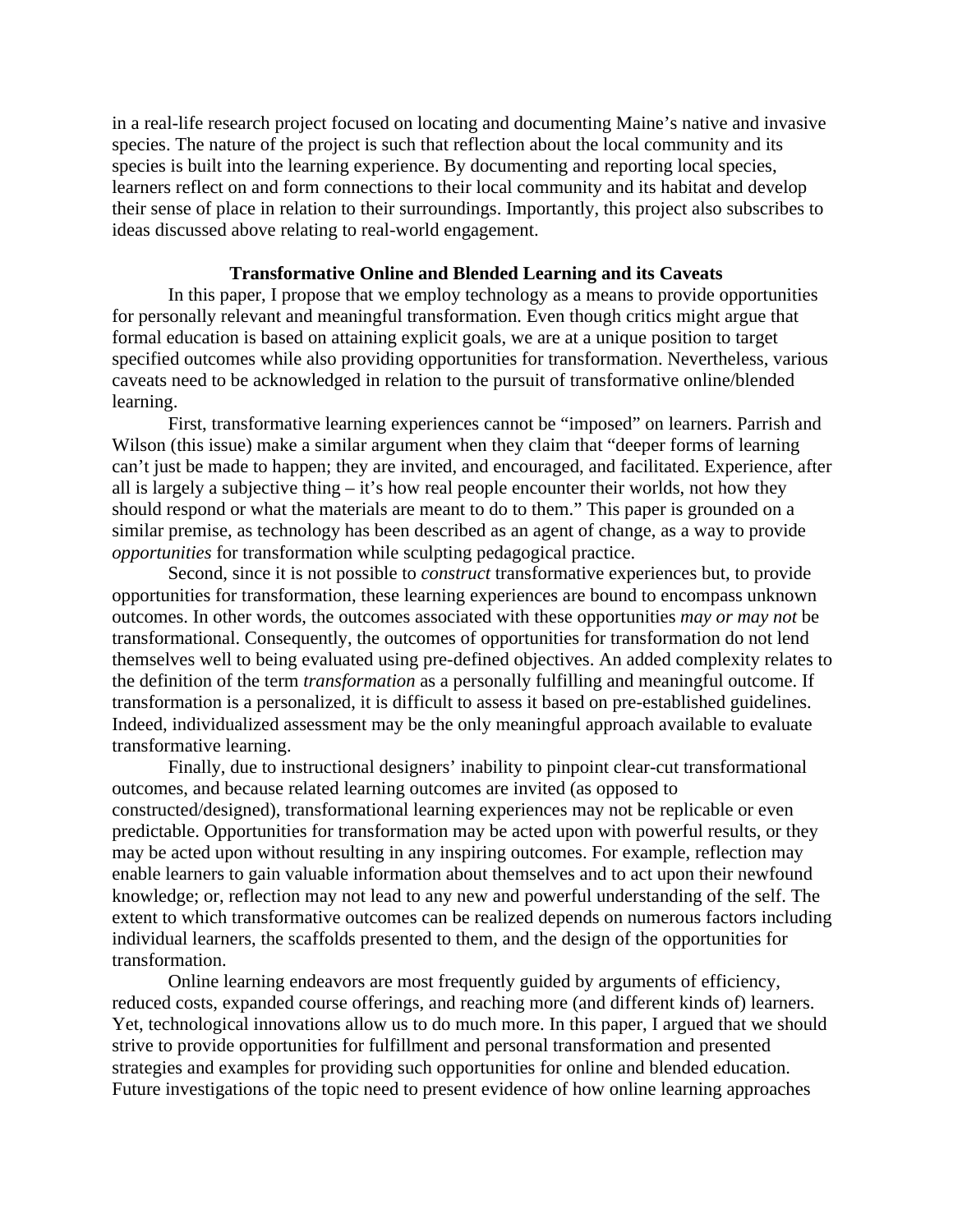in a real-life research project focused on locating and documenting Maine's native and invasive species. The nature of the project is such that reflection about the local community and its species is built into the learning experience. By documenting and reporting local species, learners reflect on and form connections to their local community and its habitat and develop their sense of place in relation to their surroundings. Importantly, this project also subscribes to ideas discussed above relating to real-world engagement.

## Transformative Online and Blended Learning and its Caveats

In this paper, I propose that we employ technology as a means to provide opportunities for personally relevant and meaningful transformation. Even though critics might argue that formal education is based on attaining explicit goals, we are at a unique position to target specified outcomes while also providing opportunities for transformation. Nevertheless, various caveats need to be acknowledged in relation to the pursuit of transformative online/blended learning.

First, transformative learning experiences cannot be "imposed" on learners. Parrish and Wilson (this issue) make a similar argument when they claim that "deeper forms of learning can't just be made to happen; they are invited, and encouraged, and facilitated. Experience, after all is largely a subjective thing – it's how real people encounter their worlds, not how they should respond or what the materials are meant to do to them." This paper is grounded on a similar premise, as technology has been described as an agent of change, as a way to provide *opportunities* for transformation while sculpting pedagogical practice.

Second, since it is not possible to *construct* transformative experiences but, to provide opportunities for transformation, these learning experiences are bound to encompass unknown outcomes. In other words, the outcomes associated with these opportunities *may or may not* be transformational. Consequently, the outcomes of opportunities for transformation do not lend themselves well to being evaluated using pre-defined objectives. An added complexity relates to the definition of the term *transformation* as a personally fulfilling and meaningful outcome. If transformation is a personalized, it is difficult to assess it based on pre-established guidelines. Indeed, individualized assessment may be the only meaningful approach available to evaluate transformative learning.

Finally, due to instructional designers' inability to pinpoint clear-cut transformational outcomes, and because related learning outcomes are invited (as opposed to constructed/designed), transformational learning experiences may not be replicable or even predictable. Opportunities for transformation may be acted upon with powerful results, or they may be acted upon without resulting in any inspiring outcomes. For example, reflection may enable learners to gain valuable information about themselves and to act upon their newfound knowledge; or, reflection may not lead to any new and powerful understanding of the self. The extent to which transformative outcomes can be realized depends on numerous factors including individual learners, the scaffolds presented to them, and the design of the opportunities for transformation.

Online learning endeavors are most frequently guided by arguments of efficiency, reduced costs, expanded course offerings, and reaching more (and different kinds of) learners. Yet, technological innovations allow us to do much more. In this paper, I argued that we should strive to provide opportunities for fulfillment and personal transformation and presented strategies and examples for providing such opportunities for online and blended education. Future investigations of the topic need to present evidence of how online learning approaches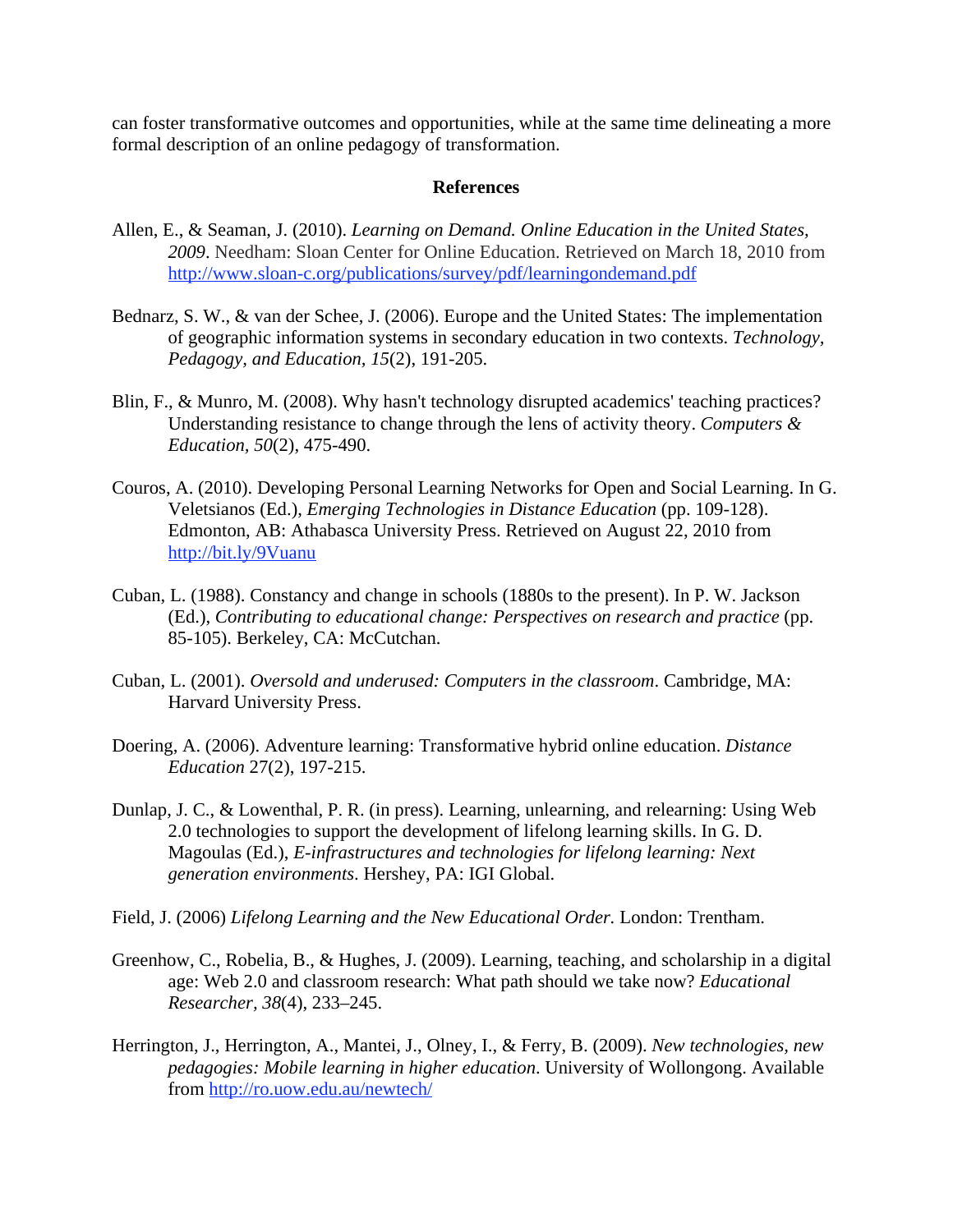can foster transformative outcomes and opportunities, while at the same time delineating a more formal description of an online pedagogy of transformation.

## References

Allen, E., & Seaman, J. (2010). *Learning on Demand. Online Education in the United States, 2009*. Needham: Sloan Center for Online Education. Retrieved on March 18, 2010 from http://www.sloan-c.org/publications/survey/pdf/learningondemand.pdf

Bednarz, S. W., & van der Schee, J. (2006). Europe and the United States: The implementation of geographic information systems in secondary education in two contexts. *Technology, Pedagogy, and Education, 15*(2), 191-205.

Blin, F., & Munro, M. (2008). Why hasn't technology disrupted academics' teaching practices? Understanding resistance to change through the lens of activity theory. *Computers & Education, 50*(2), 475-490.

Couros, A. (2010). Developing Personal Learning Networks for Open and Social Learning. In G. Veletsianos (Ed.), *Emerging Technologies in Distance Education* (pp. 109-128). Edmonton, AB: Athabasca University Press. Retrieved on August 22, 2010 from http://bit.ly/9Vuanu

Cuban, L. (1988). Constancy and change in schools (1880s to the present). In P. W. Jackson (Ed.), *Contributing to educational change: Perspectives on research and practice* (pp. 85-105). Berkeley, CA: McCutchan.

Cuban, L. (2001). *Oversold and underused: Computers in the classroom*. Cambridge, MA: Harvard University Press.

Doering, A. (2006). Adventure learning: Transformative hybrid online education. *Distance Education* 27(2), 197-215.

Dunlap, J. C., & Lowenthal, P. R. (in press). Learning, unlearning, and relearning: Using Web 2.0 technologies to support the development of lifelong learning skills. In G. D. Magoulas (Ed.), *E-infrastructures and technologies for lifelong learning: Next generation environments*. Hershey, PA: IGI Global.

Field, J. (2006) *Lifelong Learning and the New Educational Order.* London: Trentham.

Greenhow, C., Robelia, B., & Hughes, J. (2009). Learning, teaching, and scholarship in a digital age: Web 2.0 and classroom research: What path should we take now? *Educational Researcher*, *38*(4), 233–245.

Herrington, J., Herrington, A., Mantei, J., Olney, I., & Ferry, B. (2009). *New technologies, new pedagogies: Mobile learning in higher education*. University of Wollongong. Available from http://ro.uow.edu.au/newtech/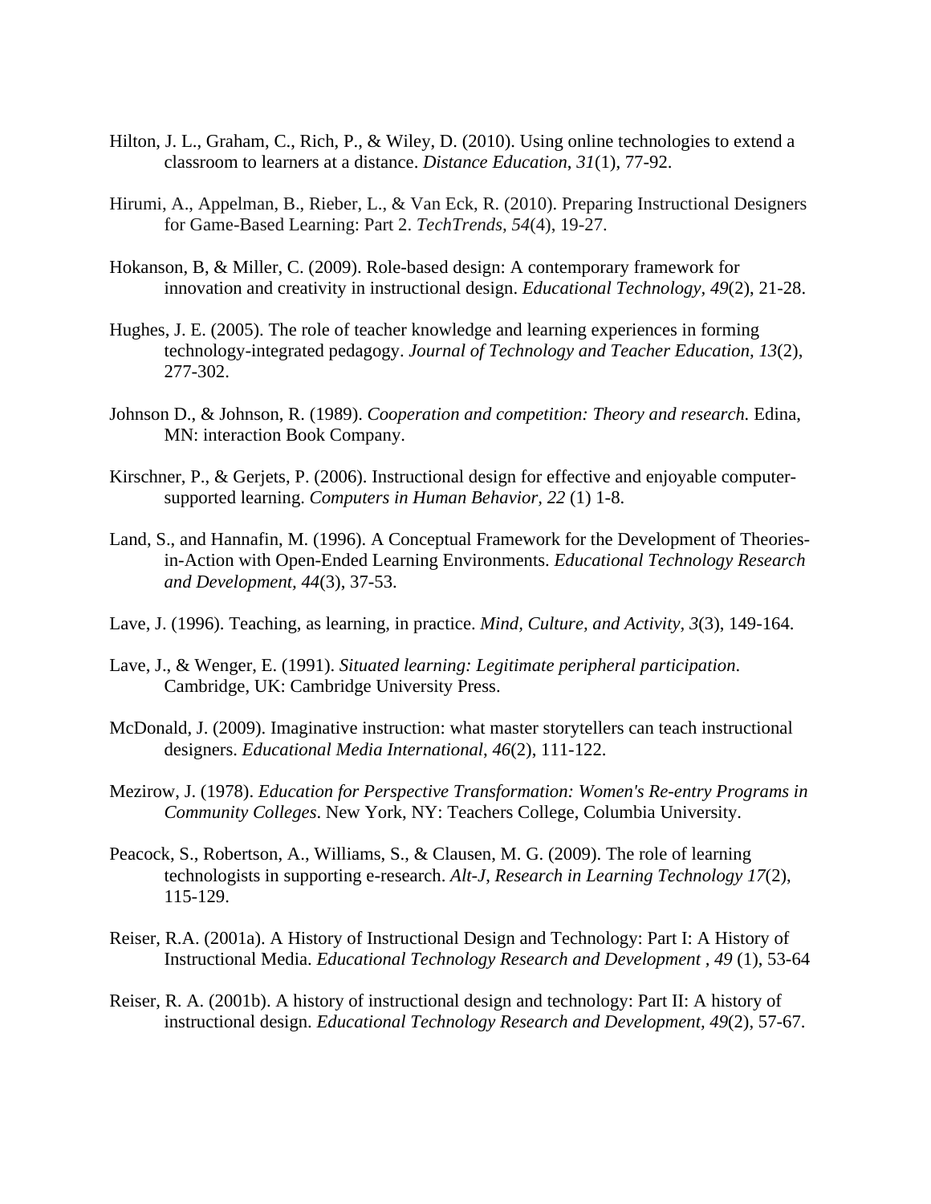Hilton, J. L., Graham, C., Rich, P., & Wiley, D. (2010). Using online technologies to extend a classroom to learners at a distance. *Distance Education, 31*(1), 77-92.

Hirumi, A., Appelman, B., Rieber, L., & Van Eck, R. (2010). Preparing Instructional Designers for Game-Based Learning: Part 2. *TechTrends, 54*(4), 19-27.

Hokanson, B, & Miller, C. (2009). Role-based design: A contemporary framework for innovation and creativity in instructional design. *Educational Technology, 49*(2), 21-28.

Hughes, J. E. (2005). The role of teacher knowledge and learning experiences in forming technology-integrated pedagogy. *Journal of Technology and Teacher Education, 13*(2), 277-302.

Johnson D., & Johnson, R. (1989). *Cooperation and competition: Theory and research.* Edina, MN: interaction Book Company.

Kirschner, P., & Gerjets, P. (2006). Instructional design for effective and enjoyable computer-supported learning. *Computers in Human Behavior, 22* (1) 1-8.

Land, S., and Hannafin, M. (1996). A Conceptual Framework for the Development of Theories-in-Action with Open-Ended Learning Environments. *Educational Technology Research and Development*, *44*(3), 37-53.

Lave, J. (1996). Teaching, as learning, in practice. *Mind, Culture, and Activity, 3*(3), 149-164.

Lave, J., & Wenger, E. (1991). *Situated learning: Legitimate peripheral participation*. Cambridge, UK: Cambridge University Press.

McDonald, J. (2009). Imaginative instruction: what master storytellers can teach instructional designers. *Educational Media International*, *46*(2), 111-122.

Mezirow, J. (1978). *Education for Perspective Transformation: Women's Re-entry Programs in Community Colleges*. New York, NY: Teachers College, Columbia University.

Peacock, S., Robertson, A., Williams, S., & Clausen, M. G. (2009). The role of learning technologists in supporting e-research. *Alt-J, Research in Learning Technology 17*(2), 115-129.

Reiser, R.A. (2001a). A History of Instructional Design and Technology: Part I: A History of Instructional Media. *Educational Technology Research and Development , 49* (1), 53-64

Reiser, R. A. (2001b). A history of instructional design and technology: Part II: A history of instructional design. *Educational Technology Research and Development, 49*(2), 57-67.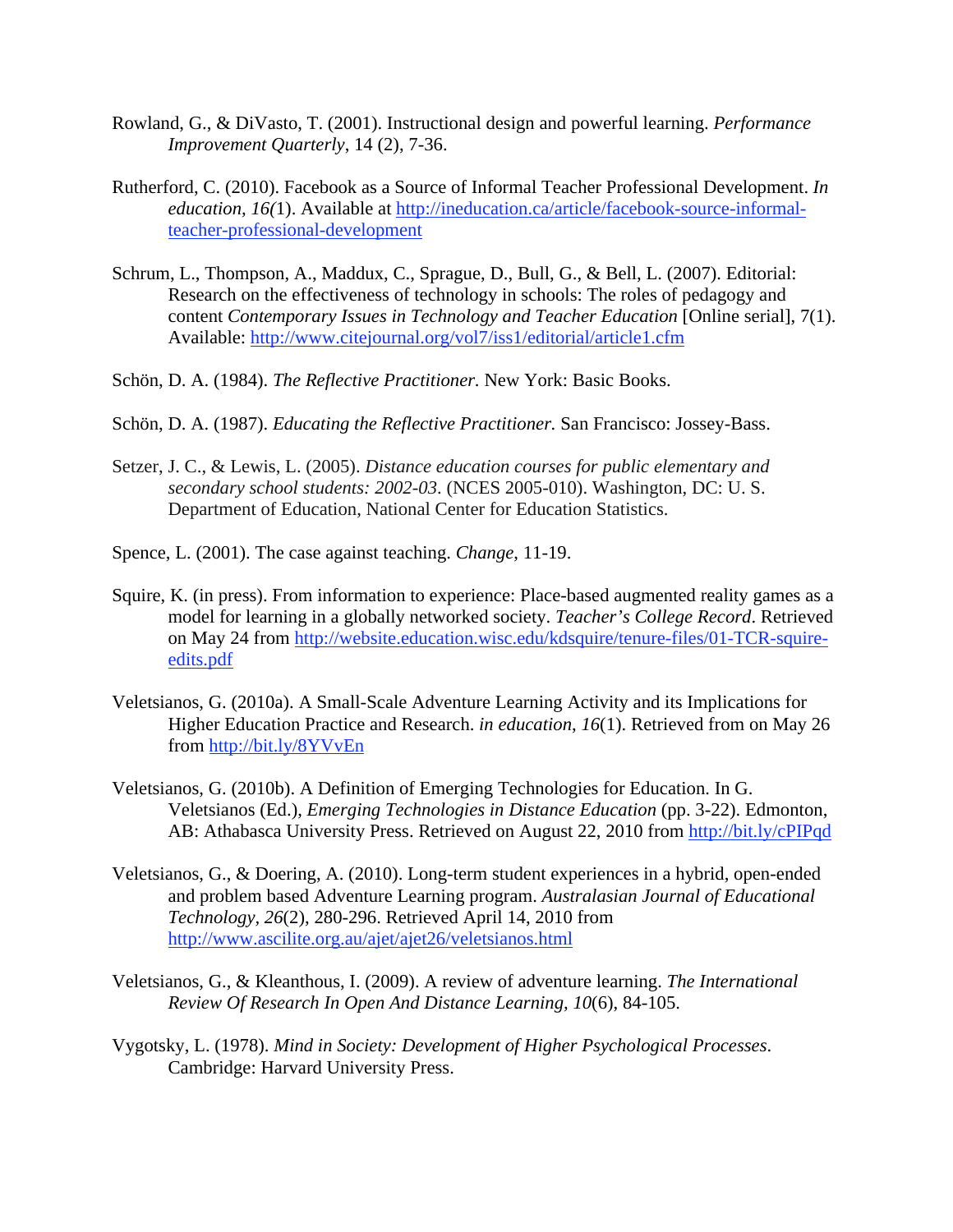Rowland, G., & DiVasto, T. (2001). Instructional design and powerful learning. *Performance Improvement Quarterly*, 14 (2), 7-36.

Rutherford, C. (2010). Facebook as a Source of Informal Teacher Professional Development. *In education, 16(*1). Available at http://ineducation.ca/article/facebook-source-informal-teacher-professional-development

Schrum, L., Thompson, A., Maddux, C., Sprague, D., Bull, G., & Bell, L. (2007). Editorial: Research on the effectiveness of technology in schools: The roles of pedagogy and content *Contemporary Issues in Technology and Teacher Education* [Online serial], 7(1). Available: http://www.citejournal.org/vol7/iss1/editorial/article1.cfm

Schön, D. A. (1984). *The Reflective Practitioner.* New York: Basic Books.

Schön, D. A. (1987). *Educating the Reflective Practitioner.* San Francisco: Jossey-Bass.

Setzer, J. C., & Lewis, L. (2005). *Distance education courses for public elementary and secondary school students: 2002-03*. (NCES 2005-010). Washington, DC: U. S. Department of Education, National Center for Education Statistics.

Spence, L. (2001). The case against teaching. *Change*, 11-19.

Squire, K. (in press). From information to experience: Place-based augmented reality games as a model for learning in a globally networked society. *Teacher's College Record*. Retrieved on May 24 from http://website.education.wisc.edu/kdsquire/tenure-files/01-TCR-squire-edits.pdf

Veletsianos, G. (2010a). A Small-Scale Adventure Learning Activity and its Implications for Higher Education Practice and Research. *in education*, *16*(1). Retrieved from on May 26 from http://bit.ly/8YVvEn

Veletsianos, G. (2010b). A Definition of Emerging Technologies for Education. In G. Veletsianos (Ed.), *Emerging Technologies in Distance Education* (pp. 3-22). Edmonton, AB: Athabasca University Press. Retrieved on August 22, 2010 from http://bit.ly/cPIPqd

Veletsianos, G., & Doering, A. (2010). Long-term student experiences in a hybrid, open-ended and problem based Adventure Learning program. *Australasian Journal of Educational Technology*, *26*(2), 280-296. Retrieved April 14, 2010 from http://www.ascilite.org.au/ajet/ajet26/veletsianos.html

Veletsianos, G., & Kleanthous, I. (2009). A review of adventure learning. *The International Review Of Research In Open And Distance Learning*, *10*(6), 84-105.

Vygotsky, L. (1978). *Mind in Society: Development of Higher Psychological Processes*. Cambridge: Harvard University Press.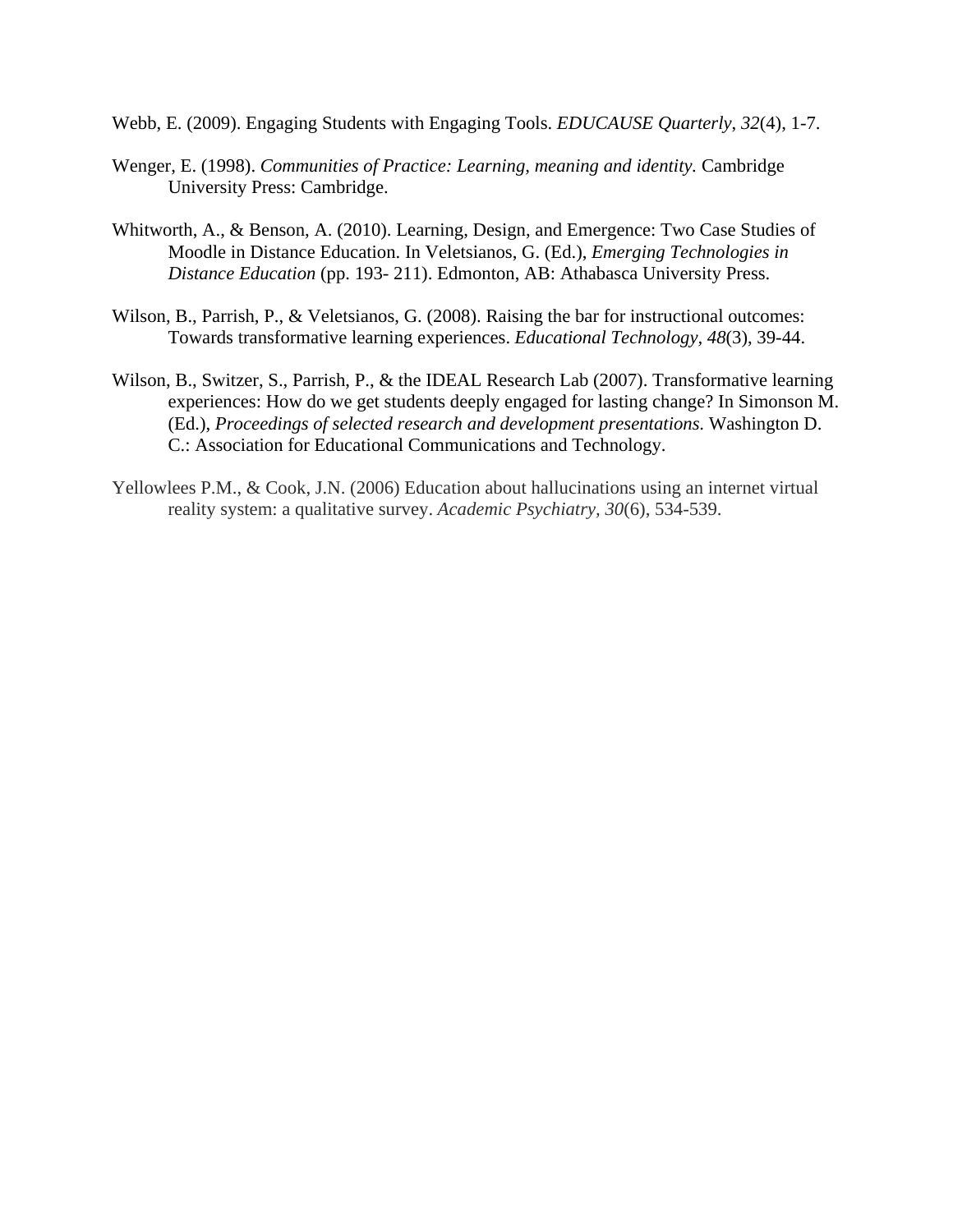Webb, E. (2009). Engaging Students with Engaging Tools. *EDUCAUSE Quarterly*, *32*(4), 1-7.

Wenger, E. (1998). *Communities of Practice: Learning, meaning and identity.* Cambridge University Press: Cambridge.

Whitworth, A., & Benson, A. (2010). Learning, Design, and Emergence: Two Case Studies of Moodle in Distance Education. In Veletsianos, G. (Ed.), *Emerging Technologies in Distance Education* (pp. 193- 211). Edmonton, AB: Athabasca University Press.

Wilson, B., Parrish, P., & Veletsianos, G. (2008). Raising the bar for instructional outcomes: Towards transformative learning experiences. *Educational Technology*, *48*(3), 39-44.

Wilson, B., Switzer, S., Parrish, P., & the IDEAL Research Lab (2007). Transformative learning experiences: How do we get students deeply engaged for lasting change? In Simonson M. (Ed.), *Proceedings of selected research and development presentations.* Washington D. C.: Association for Educational Communications and Technology.

Yellowlees P.M., & Cook, J.N. (2006) Education about hallucinations using an internet virtual reality system: a qualitative survey. *Academic Psychiatry*, *30*(6), 534-539.